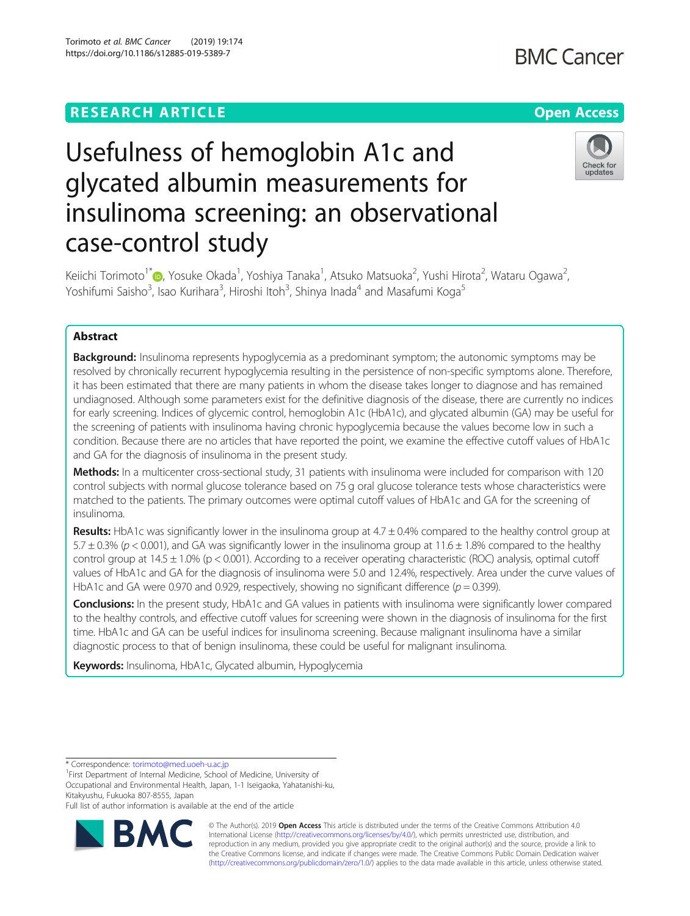RESEARCH ARTICLE

Open Access

# Usefulness of hemoglobin A1c and glycated albumin measurements for insulinoma screening: an observational case-control study

Keiichi Torimoto[1*], Yosuke Okada[1], Yoshiya Tanaka[1], Atsuko Matsuoka[2], Yushi Hirota[2], Wataru Ogawa[2], Yoshifumi Saisho[3], Isao Kurihara[3], Hiroshi Itoh[3], Shinya Inada[4] and Masafumi Koga[5]

## Abstract

**Background:** Insulinoma represents hypoglycemia as a predominant symptom; the autonomic symptoms may be resolved by chronically recurrent hypoglycemia resulting in the persistence of non-specific symptoms alone. Therefore, it has been estimated that there are many patients in whom the disease takes longer to diagnose and has remained undiagnosed. Although some parameters exist for the definitive diagnosis of the disease, there are currently no indices for early screening. Indices of glycemic control, hemoglobin A1c (HbA1c), and glycated albumin (GA) may be useful for the screening of patients with insulinoma having chronic hypoglycemia because the values become low in such a condition. Because there are no articles that have reported the point, we examine the effective cutoff values of HbA1c and GA for the diagnosis of insulinoma in the present study.

**Methods:** In a multicenter cross-sectional study, 31 patients with insulinoma were included for comparison with 120 control subjects with normal glucose tolerance based on 75 g oral glucose tolerance tests whose characteristics were matched to the patients. The primary outcomes were optimal cutoff values of HbA1c and GA for the screening of insulinoma.

**Results:** HbA1c was significantly lower in the insulinoma group at 4.7 ± 0.4% compared to the healthy control group at 5.7 ± 0.3% ($p < 0.001$), and GA was significantly lower in the insulinoma group at 11.6 ± 1.8% compared to the healthy control group at 14.5 ± 1.0% ($p < 0.001$). According to a receiver operating characteristic (ROC) analysis, optimal cutoff values of HbA1c and GA for the diagnosis of insulinoma were 5.0 and 12.4%, respectively. Area under the curve values of HbA1c and GA were 0.970 and 0.929, respectively, showing no significant difference ($p = 0.399$).

**Conclusions:** In the present study, HbA1c and GA values in patients with insulinoma were significantly lower compared to the healthy controls, and effective cutoff values for screening were shown in the diagnosis of insulinoma for the first time. HbA1c and GA can be useful indices for insulinoma screening. Because malignant insulinoma have a similar diagnostic process to that of benign insulinoma, these could be useful for malignant insulinoma.

**Keywords:** Insulinoma, HbA1c, Glycated albumin, Hypoglycemia

---

\* Correspondence: torimoto@med.uoeh-u.ac.jp
[1]First Department of Internal Medicine, School of Medicine, University of Occupational and Environmental Health, Japan, 1-1 Iseigaoka, Yahatanishi-ku, Kitakyushu, Fukuoka 807-8555, Japan
Full list of author information is available at the end of the article

© The Author(s). 2019 **Open Access** This article is distributed under the terms of the Creative Commons Attribution 4.0 International License (http://creativecommons.org/licenses/by/4.0/), which permits unrestricted use, distribution, and reproduction in any medium, provided you give appropriate credit to the original author(s) and the source, provide a link to the Creative Commons license, and indicate if changes were made. The Creative Commons Public Domain Dedication waiver (http://creativecommons.org/publicdomain/zero/1.0/) applies to the data made available in this article, unless otherwise stated.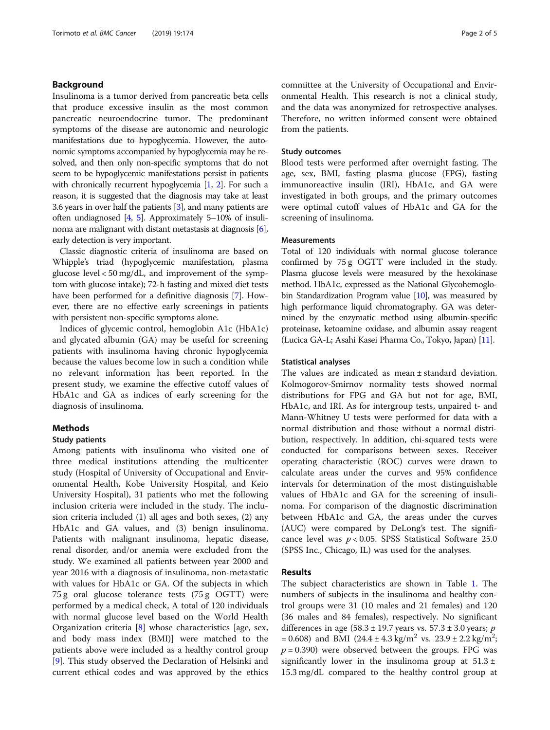## Background

Insulinoma is a tumor derived from pancreatic beta cells that produce excessive insulin as the most common pancreatic neuroendocrine tumor. The predominant symptoms of the disease are autonomic and neurologic manifestations due to hypoglycemia. However, the autonomic symptoms accompanied by hypoglycemia may be resolved, and then only non-specific symptoms that do not seem to be hypoglycemic manifestations persist in patients with chronically recurrent hypoglycemia [1, 2]. For such a reason, it is suggested that the diagnosis may take at least 3.6 years in over half the patients [3], and many patients are often undiagnosed [4, 5]. Approximately 5–10% of insulinoma are malignant with distant metastasis at diagnosis [6], early detection is very important.

Classic diagnostic criteria of insulinoma are based on Whipple's triad (hypoglycemic manifestation, plasma glucose level < 50 mg/dL, and improvement of the symptom with glucose intake); 72-h fasting and mixed diet tests have been performed for a definitive diagnosis [7]. However, there are no effective early screenings in patients with persistent non-specific symptoms alone.

Indices of glycemic control, hemoglobin A1c (HbA1c) and glycated albumin (GA) may be useful for screening patients with insulinoma having chronic hypoglycemia because the values become low in such a condition while no relevant information has been reported. In the present study, we examine the effective cutoff values of HbA1c and GA as indices of early screening for the diagnosis of insulinoma.

## Methods

### Study patients

Among patients with insulinoma who visited one of three medical institutions attending the multicenter study (Hospital of University of Occupational and Environmental Health, Kobe University Hospital, and Keio University Hospital), 31 patients who met the following inclusion criteria were included in the study. The inclusion criteria included (1) all ages and both sexes, (2) any HbA1c and GA values, and (3) benign insulinoma. Patients with malignant insulinoma, hepatic disease, renal disorder, and/or anemia were excluded from the study. We examined all patients between year 2000 and year 2016 with a diagnosis of insulinoma, non-metastatic with values for HbA1c or GA. Of the subjects in which 75 g oral glucose tolerance tests (75 g OGTT) were performed by a medical check, A total of 120 individuals with normal glucose level based on the World Health Organization criteria [8] whose characteristics [age, sex, and body mass index (BMI)] were matched to the patients above were included as a healthy control group [9]. This study observed the Declaration of Helsinki and current ethical codes and was approved by the ethics committee at the University of Occupational and Environmental Health. This research is not a clinical study, and the data was anonymized for retrospective analyses. Therefore, no written informed consent were obtained from the patients.

### Study outcomes

Blood tests were performed after overnight fasting. The age, sex, BMI, fasting plasma glucose (FPG), fasting immunoreactive insulin (IRI), HbA1c, and GA were investigated in both groups, and the primary outcomes were optimal cutoff values of HbA1c and GA for the screening of insulinoma.

### Measurements

Total of 120 individuals with normal glucose tolerance confirmed by 75 g OGTT were included in the study. Plasma glucose levels were measured by the hexokinase method. HbA1c, expressed as the National Glycohemoglobin Standardization Program value [10], was measured by high performance liquid chromatography. GA was determined by the enzymatic method using albumin-specific proteinase, ketoamine oxidase, and albumin assay reagent (Lucica GA-L; Asahi Kasei Pharma Co., Tokyo, Japan) [11].

### Statistical analyses

The values are indicated as mean ± standard deviation. Kolmogorov-Smirnov normality tests showed normal distributions for FPG and GA but not for age, BMI, HbA1c, and IRI. As for intergroup tests, unpaired t- and Mann-Whitney U tests were performed for data with a normal distribution and those without a normal distribution, respectively. In addition, chi-squared tests were conducted for comparisons between sexes. Receiver operating characteristic (ROC) curves were drawn to calculate areas under the curves and 95% confidence intervals for determination of the most distinguishable values of HbA1c and GA for the screening of insulinoma. For comparison of the diagnostic discrimination between HbA1c and GA, the areas under the curves (AUC) were compared by DeLong's test. The significance level was $p < 0.05$. SPSS Statistical Software 25.0 (SPSS Inc., Chicago, IL) was used for the analyses.

## Results

The subject characteristics are shown in Table 1. The numbers of subjects in the insulinoma and healthy control groups were 31 (10 males and 21 females) and 120 (36 males and 84 females), respectively. No significant differences in age (58.3 ± 19.7 years vs. 57.3 ± 3.0 years; $p = 0.608$) and BMI (24.4 ± 4.3 kg/m$^2$ vs. 23.9 ± 2.2 kg/m$^2$; $p = 0.390$) were observed between the groups. FPG was significantly lower in the insulinoma group at 51.3 ± 15.3 mg/dL compared to the healthy control group at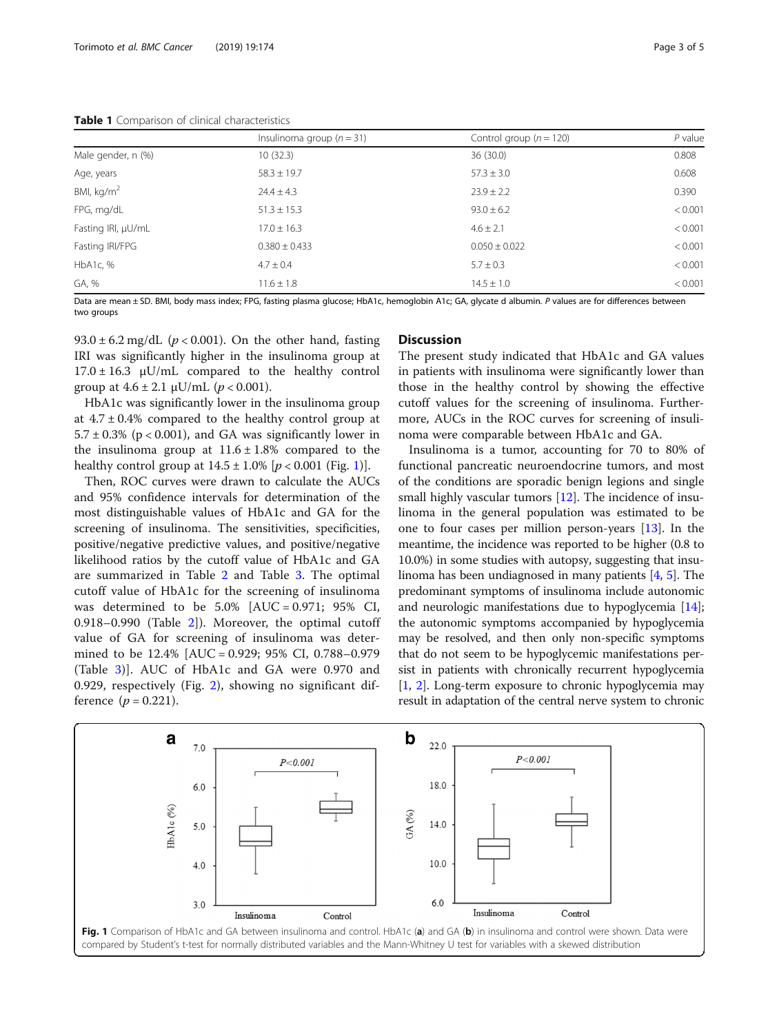**Table 1** Comparison of clinical characteristics

| | Insulinoma group ($n = 31$) | Control group ($n = 120$) | *P* value |
|---|---|---|---|
| Male gender, n (%) | 10 (32.3) | 36 (30.0) | 0.808 |
| Age, years | 58.3 ± 19.7 | 57.3 ± 3.0 | 0.608 |
| BMI, kg/m$^2$ | 24.4 ± 4.3 | 23.9 ± 2.2 | 0.390 |
| FPG, mg/dL | 51.3 ± 15.3 | 93.0 ± 6.2 | < 0.001 |
| Fasting IRI, μU/mL | 17.0 ± 16.3 | 4.6 ± 2.1 | < 0.001 |
| Fasting IRI/FPG | 0.380 ± 0.433 | 0.050 ± 0.022 | < 0.001 |
| HbA1c, % | 4.7 ± 0.4 | 5.7 ± 0.3 | < 0.001 |
| GA, % | 11.6 ± 1.8 | 14.5 ± 1.0 | < 0.001 |

Data are mean ± SD. BMI, body mass index; FPG, fasting plasma glucose; HbA1c, hemoglobin A1c; GA, glycate d albumin. *P* values are for differences between two groups

93.0 ± 6.2 mg/dL ($p < 0.001$). On the other hand, fasting IRI was significantly higher in the insulinoma group at 17.0 ± 16.3 μU/mL compared to the healthy control group at 4.6 ± 2.1 μU/mL ($p < 0.001$).

HbA1c was significantly lower in the insulinoma group at 4.7 ± 0.4% compared to the healthy control group at 5.7 ± 0.3% (p < 0.001), and GA was significantly lower in the insulinoma group at 11.6 ± 1.8% compared to the healthy control group at 14.5 ± 1.0% [$p < 0.001$ (Fig. 1)].

Then, ROC curves were drawn to calculate the AUCs and 95% confidence intervals for determination of the most distinguishable values of HbA1c and GA for the screening of insulinoma. The sensitivities, specificities, positive/negative predictive values, and positive/negative likelihood ratios by the cutoff value of HbA1c and GA are summarized in Table 2 and Table 3. The optimal cutoff value of HbA1c for the screening of insulinoma was determined to be 5.0% [AUC = 0.971; 95% CI, 0.918–0.990 (Table 2)]. Moreover, the optimal cutoff value of GA for screening of insulinoma was determined to be 12.4% [AUC = 0.929; 95% CI, 0.788–0.979 (Table 3)]. AUC of HbA1c and GA were 0.970 and 0.929, respectively (Fig. 2), showing no significant difference ($p = 0.221$).

## Discussion

The present study indicated that HbA1c and GA values in patients with insulinoma were significantly lower than those in the healthy control by showing the effective cutoff values for the screening of insulinoma. Furthermore, AUCs in the ROC curves for screening of insulinoma were comparable between HbA1c and GA.

Insulinoma is a tumor, accounting for 70 to 80% of functional pancreatic neuroendocrine tumors, and most of the conditions are sporadic benign legions and single small highly vascular tumors [12]. The incidence of insulinoma in the general population was estimated to be one to four cases per million person-years [13]. In the meantime, the incidence was reported to be higher (0.8 to 10.0%) in some studies with autopsy, suggesting that insulinoma has been undiagnosed in many patients [4, 5]. The predominant symptoms of insulinoma include autonomic and neurologic manifestations due to hypoglycemia [14]; the autonomic symptoms accompanied by hypoglycemia may be resolved, and then only non-specific symptoms that do not seem to be hypoglycemic manifestations persist in patients with chronically recurrent hypoglycemia [1, 2]. Long-term exposure to chronic hypoglycemia may result in adaptation of the central nerve system to chronic

**Fig. 1** Comparison of HbA1c and GA between insulinoma and control. HbA1c (**a**) and GA (**b**) in insulinoma and control were shown. Data were compared by Student's t-test for normally distributed variables and the Mann-Whitney U test for variables with a skewed distribution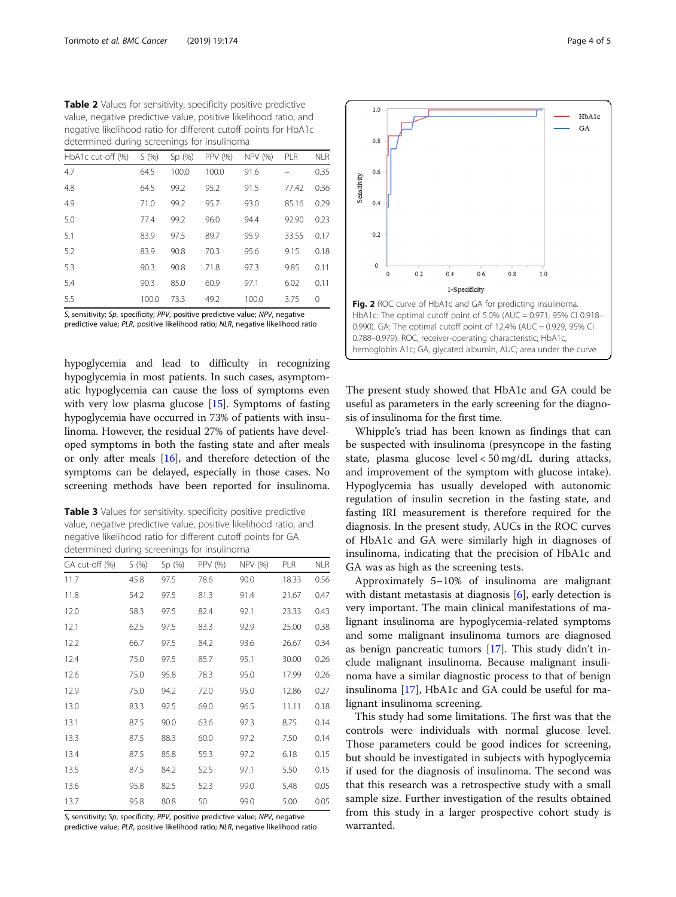**Table 2** Values for sensitivity, specificity positive predictive value, negative predictive value, positive likelihood ratio, and negative likelihood ratio for different cutoff points for HbA1c determined during screenings for insulinoma

| HbA1c cut-off (%) | S (%) | Sp (%) | PPV (%) | NPV (%) | PLR | NLR |
|---|---|---|---|---|---|---|
| 4.7 | 64.5 | 100.0 | 100.0 | 91.6 | – | 0.35 |
| 4.8 | 64.5 | 99.2 | 95.2 | 91.5 | 77.42 | 0.36 |
| 4.9 | 71.0 | 99.2 | 95.7 | 93.0 | 85.16 | 0.29 |
| 5.0 | 77.4 | 99.2 | 96.0 | 94.4 | 92.90 | 0.23 |
| 5.1 | 83.9 | 97.5 | 89.7 | 95.9 | 33.55 | 0.17 |
| 5.2 | 83.9 | 90.8 | 70.3 | 95.6 | 9.15 | 0.18 |
| 5.3 | 90.3 | 90.8 | 71.8 | 97.3 | 9.85 | 0.11 |
| 5.4 | 90.3 | 85.0 | 60.9 | 97.1 | 6.02 | 0.11 |
| 5.5 | 100.0 | 73.3 | 49.2 | 100.0 | 3.75 | 0 |

*S*, sensitivity; *Sp*, specificity; *PPV*, positive predictive value; *NPV*, negative predictive value; *PLR*, positive likelihood ratio; *NLR*, negative likelihood ratio

hypoglycemia and lead to difficulty in recognizing hypoglycemia in most patients. In such cases, asymptomatic hypoglycemia can cause the loss of symptoms even with very low plasma glucose [15]. Symptoms of fasting hypoglycemia have occurred in 73% of patients with insulinoma. However, the residual 27% of patients have developed symptoms in both the fasting state and after meals or only after meals [16], and therefore detection of the symptoms can be delayed, especially in those cases. No screening methods have been reported for insulinoma.

**Table 3** Values for sensitivity, specificity positive predictive value, negative predictive value, positive likelihood ratio, and negative likelihood ratio for different cutoff points for GA determined during screenings for insulinoma

| GA cut-off (%) | S (%) | Sp (%) | PPV (%) | NPV (%) | PLR | NLR |
|---|---|---|---|---|---|---|
| 11.7 | 45.8 | 97.5 | 78.6 | 90.0 | 18.33 | 0.56 |
| 11.8 | 54.2 | 97.5 | 81.3 | 91.4 | 21.67 | 0.47 |
| 12.0 | 58.3 | 97.5 | 82.4 | 92.1 | 23.33 | 0.43 |
| 12.1 | 62.5 | 97.5 | 83.3 | 92.9 | 25.00 | 0.38 |
| 12.2 | 66.7 | 97.5 | 84.2 | 93.6 | 26.67 | 0.34 |
| 12.4 | 75.0 | 97.5 | 85.7 | 95.1 | 30.00 | 0.26 |
| 12.6 | 75.0 | 95.8 | 78.3 | 95.0 | 17.99 | 0.26 |
| 12.9 | 75.0 | 94.2 | 72.0 | 95.0 | 12.86 | 0.27 |
| 13.0 | 83.3 | 92.5 | 69.0 | 96.5 | 11.11 | 0.18 |
| 13.1 | 87.5 | 90.0 | 63.6 | 97.3 | 8.75 | 0.14 |
| 13.3 | 87.5 | 88.3 | 60.0 | 97.2 | 7.50 | 0.14 |
| 13.4 | 87.5 | 85.8 | 55.3 | 97.2 | 6.18 | 0.15 |
| 13.5 | 87.5 | 84.2 | 52.5 | 97.1 | 5.50 | 0.15 |
| 13.6 | 95.8 | 82.5 | 52.3 | 99.0 | 5.48 | 0.05 |
| 13.7 | 95.8 | 80.8 | 50 | 99.0 | 5.00 | 0.05 |

*S*, sensitivity; *Sp*, specificity; *PPV*, positive predictive value; *NPV*, negative predictive value; *PLR*, positive likelihood ratio; *NLR*, negative likelihood ratio

**Fig. 2** ROC curve of HbA1c and GA for predicting insulinoma. HbA1c: The optimal cutoff point of 5.0% (AUC = 0.971, 95% CI 0.918–0.990). GA: The optimal cutoff point of 12.4% (AUC = 0.929, 95% CI 0.788–0.979). ROC, receiver-operating characteristic; HbA1c, hemoglobin A1c; GA, glycated albumin, AUC; area under the curve

The present study showed that HbA1c and GA could be useful as parameters in the early screening for the diagnosis of insulinoma for the first time.

Whipple's triad has been known as findings that can be suspected with insulinoma (presyncope in the fasting state, plasma glucose level < 50 mg/dL during attacks, and improvement of the symptom with glucose intake). Hypoglycemia has usually developed with autonomic regulation of insulin secretion in the fasting state, and fasting IRI measurement is therefore required for the diagnosis. In the present study, AUCs in the ROC curves of HbA1c and GA were similarly high in diagnoses of insulinoma, indicating that the precision of HbA1c and GA was as high as the screening tests.

Approximately 5–10% of insulinoma are malignant with distant metastasis at diagnosis [6], early detection is very important. The main clinical manifestations of malignant insulinoma are hypoglycemia-related symptoms and some malignant insulinoma tumors are diagnosed as benign pancreatic tumors [17]. This study didn't include malignant insulinoma. Because malignant insulinoma have a similar diagnostic process to that of benign insulinoma [17], HbA1c and GA could be useful for malignant insulinoma screening.

This study had some limitations. The first was that the controls were individuals with normal glucose level. Those parameters could be good indices for screening, but should be investigated in subjects with hypoglycemia if used for the diagnosis of insulinoma. The second was that this research was a retrospective study with a small sample size. Further investigation of the results obtained from this study in a larger prospective cohort study is warranted.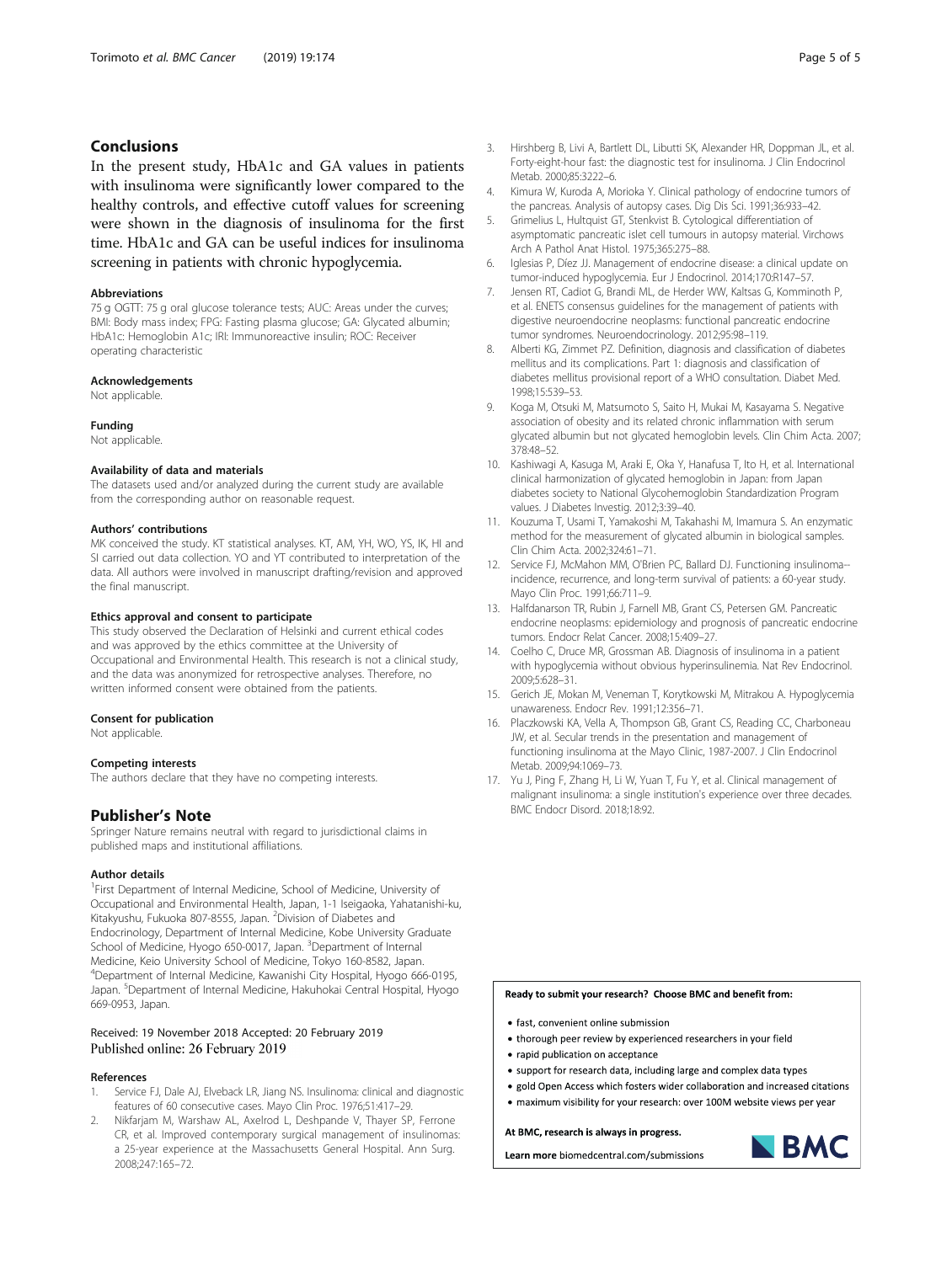## Conclusions

In the present study, HbA1c and GA values in patients with insulinoma were significantly lower compared to the healthy controls, and effective cutoff values for screening were shown in the diagnosis of insulinoma for the first time. HbA1c and GA can be useful indices for insulinoma screening in patients with chronic hypoglycemia.

### Abbreviations

75 g OGTT: 75 g oral glucose tolerance tests; AUC: Areas under the curves; BMI: Body mass index; FPG: Fasting plasma glucose; GA: Glycated albumin; HbA1c: Hemoglobin A1c; IRI: Immunoreactive insulin; ROC: Receiver operating characteristic

### Acknowledgements

Not applicable.

### Funding

Not applicable.

### Availability of data and materials

The datasets used and/or analyzed during the current study are available from the corresponding author on reasonable request.

### Authors' contributions

MK conceived the study. KT statistical analyses. KT, AM, YH, WO, YS, IK, HI and SI carried out data collection. YO and YT contributed to interpretation of the data. All authors were involved in manuscript drafting/revision and approved the final manuscript.

### Ethics approval and consent to participate

This study observed the Declaration of Helsinki and current ethical codes and was approved by the ethics committee at the University of Occupational and Environmental Health. This research is not a clinical study, and the data was anonymized for retrospective analyses. Therefore, no written informed consent were obtained from the patients.

### Consent for publication

Not applicable.

### Competing interests

The authors declare that they have no competing interests.

## Publisher's Note

Springer Nature remains neutral with regard to jurisdictional claims in published maps and institutional affiliations.

### Author details

[1]First Department of Internal Medicine, School of Medicine, University of Occupational and Environmental Health, Japan, 1-1 Iseigaoka, Yahatanishi-ku, Kitakyushu, Fukuoka 807-8555, Japan. [2]Division of Diabetes and Endocrinology, Department of Internal Medicine, Kobe University Graduate School of Medicine, Hyogo 650-0017, Japan. [3]Department of Internal Medicine, Keio University School of Medicine, Tokyo 160-8582, Japan. [4]Department of Internal Medicine, Kawanishi City Hospital, Hyogo 666-0195, Japan. [5]Department of Internal Medicine, Hakuhokai Central Hospital, Hyogo 669-0953, Japan.

Received: 19 November 2018 Accepted: 20 February 2019
Published online: 26 February 2019

### References

1. Service FJ, Dale AJ, Elveback LR, Jiang NS. Insulinoma: clinical and diagnostic features of 60 consecutive cases. Mayo Clin Proc. 1976;51:417–29.
2. Nikfarjam M, Warshaw AL, Axelrod L, Deshpande V, Thayer SP, Ferrone CR, et al. Improved contemporary surgical management of insulinomas: a 25-year experience at the Massachusetts General Hospital. Ann Surg. 2008;247:165–72.
3. Hirshberg B, Livi A, Bartlett DL, Libutti SK, Alexander HR, Doppman JL, et al. Forty-eight-hour fast: the diagnostic test for insulinoma. J Clin Endocrinol Metab. 2000;85:3222–6.
4. Kimura W, Kuroda A, Morioka Y. Clinical pathology of endocrine tumors of the pancreas. Analysis of autopsy cases. Dig Dis Sci. 1991;36:933–42.
5. Grimelius L, Hultquist GT, Stenkvist B. Cytological differentiation of asymptomatic pancreatic islet cell tumours in autopsy material. Virchows Arch A Pathol Anat Histol. 1975;365:275–88.
6. Iglesias P, Díez JJ. Management of endocrine disease: a clinical update on tumor-induced hypoglycemia. Eur J Endocrinol. 2014;170:R147–57.
7. Jensen RT, Cadiot G, Brandi ML, de Herder WW, Kaltsas G, Komminoth P, et al. ENETS consensus guidelines for the management of patients with digestive neuroendocrine neoplasms: functional pancreatic endocrine tumor syndromes. Neuroendocrinology. 2012;95:98–119.
8. Alberti KG, Zimmet PZ. Definition, diagnosis and classification of diabetes mellitus and its complications. Part 1: diagnosis and classification of diabetes mellitus provisional report of a WHO consultation. Diabet Med. 1998;15:539–53.
9. Koga M, Otsuki M, Matsumoto S, Saito H, Mukai M, Kasayama S. Negative association of obesity and its related chronic inflammation with serum glycated albumin but not glycated hemoglobin levels. Clin Chim Acta. 2007;378:48–52.
10. Kashiwagi A, Kasuga M, Araki E, Oka Y, Hanafusa T, Ito H, et al. International clinical harmonization of glycated hemoglobin in Japan: from Japan diabetes society to National Glycohemoglobin Standardization Program values. J Diabetes Investig. 2012;3:39–40.
11. Kouzuma T, Usami T, Yamakoshi M, Takahashi M, Imamura S. An enzymatic method for the measurement of glycated albumin in biological samples. Clin Chim Acta. 2002;324:61–71.
12. Service FJ, McMahon MM, O'Brien PC, Ballard DJ. Functioning insulinoma--incidence, recurrence, and long-term survival of patients: a 60-year study. Mayo Clin Proc. 1991;66:711–9.
13. Halfdanarson TR, Rubin J, Farnell MB, Grant CS, Petersen GM. Pancreatic endocrine neoplasms: epidemiology and prognosis of pancreatic endocrine tumors. Endocr Relat Cancer. 2008;15:409–27.
14. Coelho C, Druce MR, Grossman AB. Diagnosis of insulinoma in a patient with hypoglycemia without obvious hyperinsulinemia. Nat Rev Endocrinol. 2009;5:628–31.
15. Gerich JE, Mokan M, Veneman T, Korytkowski M, Mitrakou A. Hypoglycemia unawareness. Endocr Rev. 1991;12:356–71.
16. Placzkowski KA, Vella A, Thompson GB, Grant CS, Reading CC, Charboneau JW, et al. Secular trends in the presentation and management of functioning insulinoma at the Mayo Clinic, 1987-2007. J Clin Endocrinol Metab. 2009;94:1069–73.
17. Yu J, Ping F, Zhang H, Li W, Yuan T, Fu Y, et al. Clinical management of malignant insulinoma: a single institution's experience over three decades. BMC Endocr Disord. 2018;18:92.

**Ready to submit your research? Choose BMC and benefit from:**

- fast, convenient online submission
- thorough peer review by experienced researchers in your field
- rapid publication on acceptance
- support for research data, including large and complex data types
- gold Open Access which fosters wider collaboration and increased citations
- maximum visibility for your research: over 100M website views per year

**At BMC, research is always in progress.**

**Learn more** biomedcentral.com/submissions

BMC